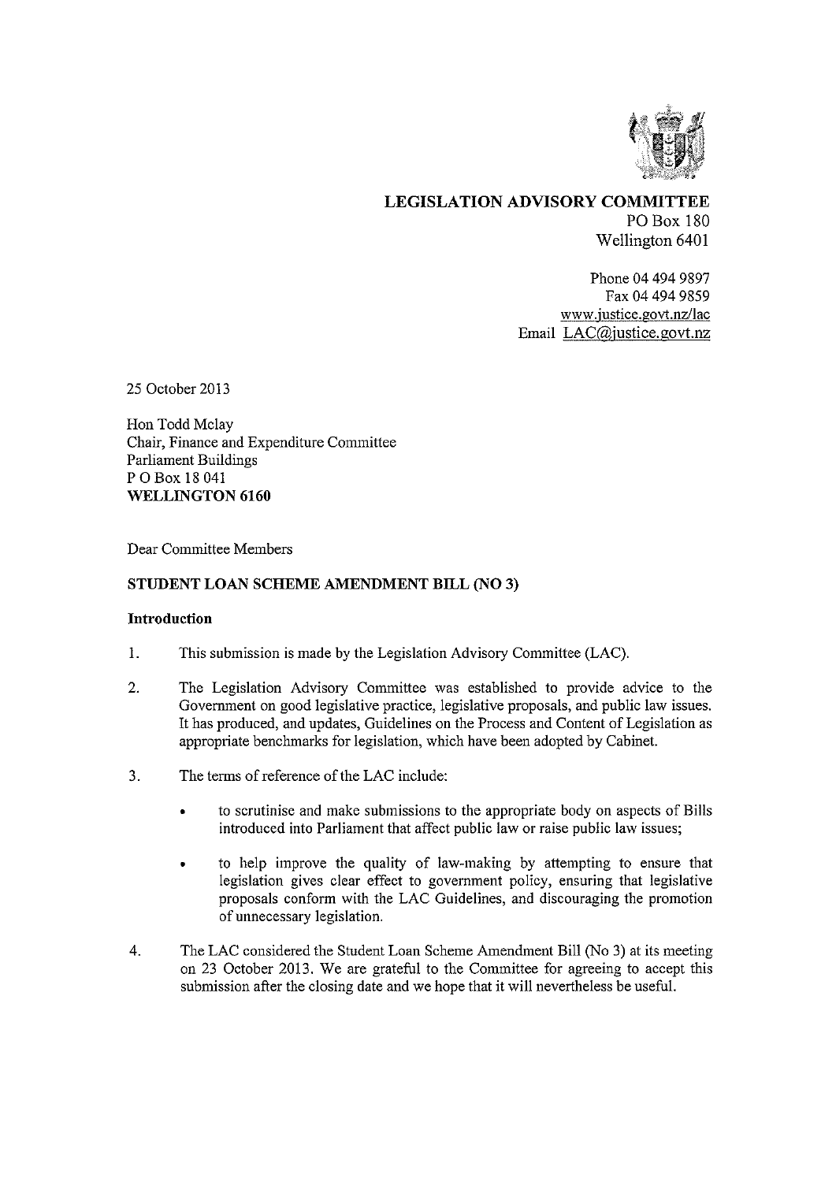**LEGISLATION ADVISORY COMMITTEE**
PO Box 180
Wellington 6401

Phone 04 494 9897
Fax 04 494 9859
www.justice.govt.nz/lac
Email LAC@justice.govt.nz

25 October 2013

Hon Todd Mclay
Chair, Finance and Expenditure Committee
Parliament Buildings
P O Box 18 041
**WELLINGTON 6160**

Dear Committee Members

**STUDENT LOAN SCHEME AMENDMENT BILL (NO 3)**

**Introduction**

1. This submission is made by the Legislation Advisory Committee (LAC).

2. The Legislation Advisory Committee was established to provide advice to the Government on good legislative practice, legislative proposals, and public law issues. It has produced, and updates, Guidelines on the Process and Content of Legislation as appropriate benchmarks for legislation, which have been adopted by Cabinet.

3. The terms of reference of the LAC include:

   - to scrutinise and make submissions to the appropriate body on aspects of Bills introduced into Parliament that affect public law or raise public law issues;
   - to help improve the quality of law-making by attempting to ensure that legislation gives clear effect to government policy, ensuring that legislative proposals conform with the LAC Guidelines, and discouraging the promotion of unnecessary legislation.

4. The LAC considered the Student Loan Scheme Amendment Bill (No 3) at its meeting on 23 October 2013. We are grateful to the Committee for agreeing to accept this submission after the closing date and we hope that it will nevertheless be useful.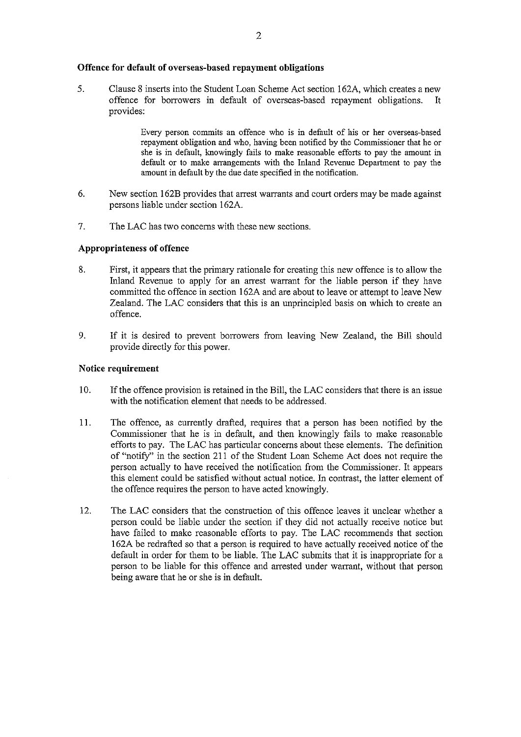**Offence for default of overseas-based repayment obligations**

5. Clause 8 inserts into the Student Loan Scheme Act section 162A, which creates a new offence for borrowers in default of overseas-based repayment obligations. It provides:

> Every person commits an offence who is in default of his or her overseas-based repayment obligation and who, having been notified by the Commissioner that he or she is in default, knowingly fails to make reasonable efforts to pay the amount in default or to make arrangements with the Inland Revenue Department to pay the amount in default by the due date specified in the notification.

6. New section 162B provides that arrest warrants and court orders may be made against persons liable under section 162A.

7. The LAC has two concerns with these new sections.

**Appropriateness of offence**

8. First, it appears that the primary rationale for creating this new offence is to allow the Inland Revenue to apply for an arrest warrant for the liable person if they have committed the offence in section 162A and are about to leave or attempt to leave New Zealand. The LAC considers that this is an unprincipled basis on which to create an offence.

9. If it is desired to prevent borrowers from leaving New Zealand, the Bill should provide directly for this power.

**Notice requirement**

10. If the offence provision is retained in the Bill, the LAC considers that there is an issue with the notification element that needs to be addressed.

11. The offence, as currently drafted, requires that a person has been notified by the Commissioner that he is in default, and then knowingly fails to make reasonable efforts to pay. The LAC has particular concerns about these elements. The definition of "notify" in the section 211 of the Student Loan Scheme Act does not require the person actually to have received the notification from the Commissioner. It appears this element could be satisfied without actual notice. In contrast, the latter element of the offence requires the person to have acted knowingly.

12. The LAC considers that the construction of this offence leaves it unclear whether a person could be liable under the section if they did not actually receive notice but have failed to make reasonable efforts to pay. The LAC recommends that section 162A be redrafted so that a person is required to have actually received notice of the default in order for them to be liable. The LAC submits that it is inappropriate for a person to be liable for this offence and arrested under warrant, without that person being aware that he or she is in default.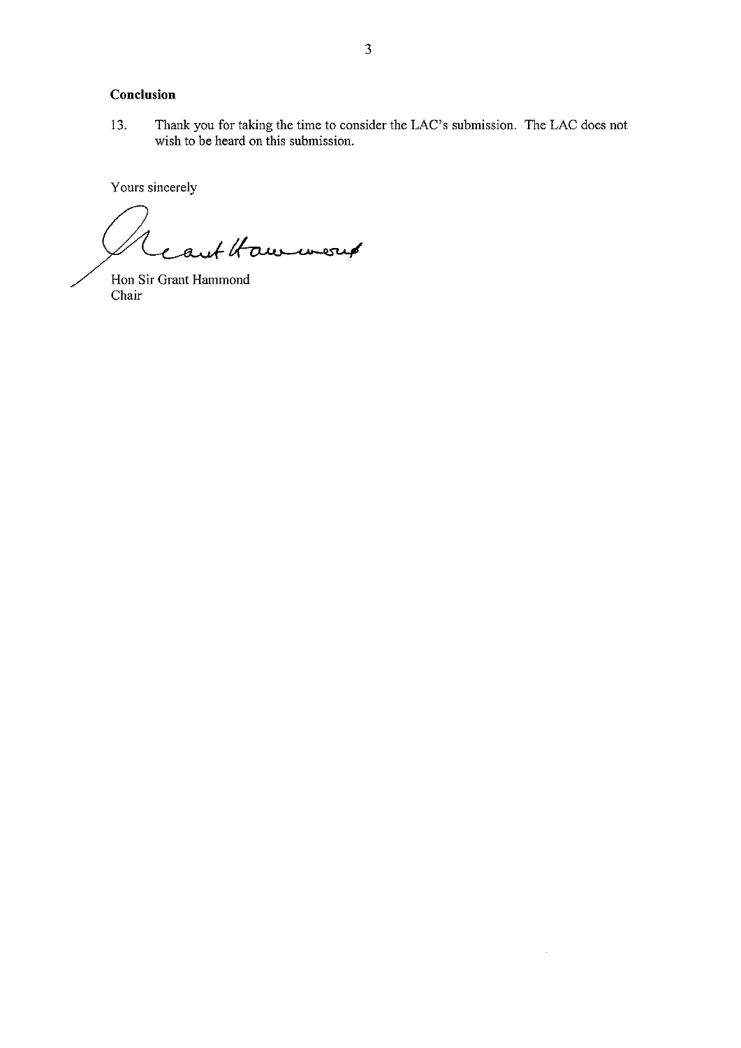**Conclusion**

13. Thank you for taking the time to consider the LAC's submission. The LAC does not wish to be heard on this submission.

Yours sincerely

Hon Sir Grant Hammond
Chair